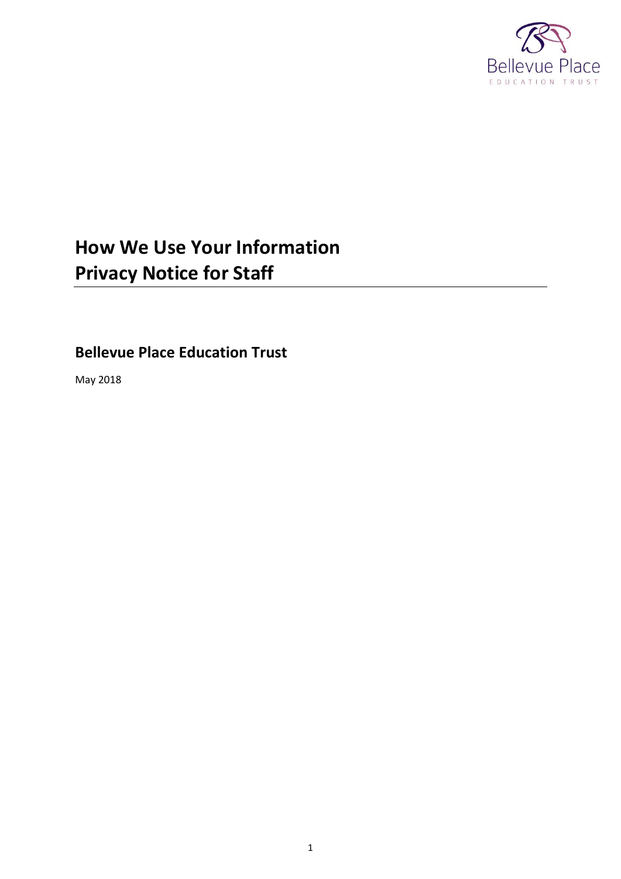# How We Use Your Information
# Privacy Notice for Staff

## Bellevue Place Education Trust

May 2018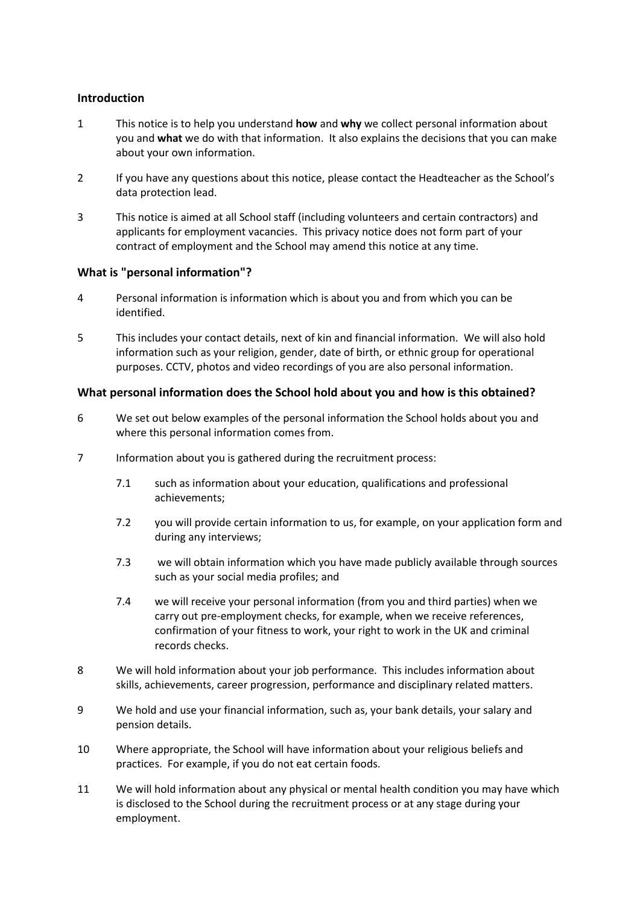## Introduction

1 This notice is to help you understand **how** and **why** we collect personal information about you and **what** we do with that information. It also explains the decisions that you can make about your own information.

2 If you have any questions about this notice, please contact the Headteacher as the School's data protection lead.

3 This notice is aimed at all School staff (including volunteers and certain contractors) and applicants for employment vacancies. This privacy notice does not form part of your contract of employment and the School may amend this notice at any time.

## What is "personal information"?

4 Personal information is information which is about you and from which you can be identified.

5 This includes your contact details, next of kin and financial information. We will also hold information such as your religion, gender, date of birth, or ethnic group for operational purposes. CCTV, photos and video recordings of you are also personal information.

## What personal information does the School hold about you and how is this obtained?

6 We set out below examples of the personal information the School holds about you and where this personal information comes from.

7 Information about you is gathered during the recruitment process:

7.1 such as information about your education, qualifications and professional achievements;

7.2 you will provide certain information to us, for example, on your application form and during any interviews;

7.3 we will obtain information which you have made publicly available through sources such as your social media profiles; and

7.4 we will receive your personal information (from you and third parties) when we carry out pre-employment checks, for example, when we receive references, confirmation of your fitness to work, your right to work in the UK and criminal records checks.

8 We will hold information about your job performance. This includes information about skills, achievements, career progression, performance and disciplinary related matters.

9 We hold and use your financial information, such as, your bank details, your salary and pension details.

10 Where appropriate, the School will have information about your religious beliefs and practices. For example, if you do not eat certain foods.

11 We will hold information about any physical or mental health condition you may have which is disclosed to the School during the recruitment process or at any stage during your employment.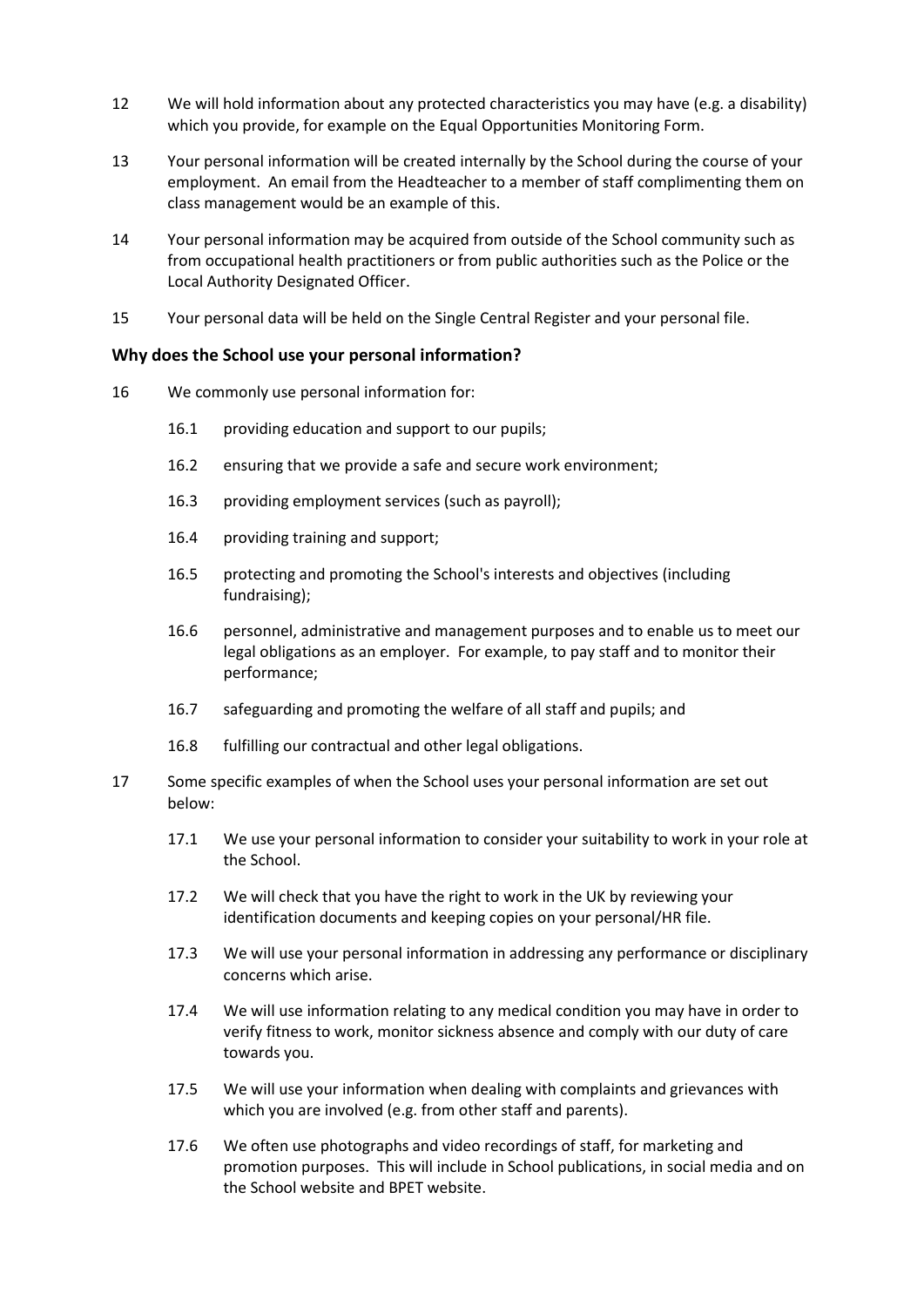12 We will hold information about any protected characteristics you may have (e.g. a disability) which you provide, for example on the Equal Opportunities Monitoring Form.

13 Your personal information will be created internally by the School during the course of your employment. An email from the Headteacher to a member of staff complimenting them on class management would be an example of this.

14 Your personal information may be acquired from outside of the School community such as from occupational health practitioners or from public authorities such as the Police or the Local Authority Designated Officer.

15 Your personal data will be held on the Single Central Register and your personal file.

### Why does the School use your personal information?

16 We commonly use personal information for:

16.1 providing education and support to our pupils;

16.2 ensuring that we provide a safe and secure work environment;

16.3 providing employment services (such as payroll);

16.4 providing training and support;

16.5 protecting and promoting the School's interests and objectives (including fundraising);

16.6 personnel, administrative and management purposes and to enable us to meet our legal obligations as an employer. For example, to pay staff and to monitor their performance;

16.7 safeguarding and promoting the welfare of all staff and pupils; and

16.8 fulfilling our contractual and other legal obligations.

17 Some specific examples of when the School uses your personal information are set out below:

17.1 We use your personal information to consider your suitability to work in your role at the School.

17.2 We will check that you have the right to work in the UK by reviewing your identification documents and keeping copies on your personal/HR file.

17.3 We will use your personal information in addressing any performance or disciplinary concerns which arise.

17.4 We will use information relating to any medical condition you may have in order to verify fitness to work, monitor sickness absence and comply with our duty of care towards you.

17.5 We will use your information when dealing with complaints and grievances with which you are involved (e.g. from other staff and parents).

17.6 We often use photographs and video recordings of staff, for marketing and promotion purposes. This will include in School publications, in social media and on the School website and BPET website.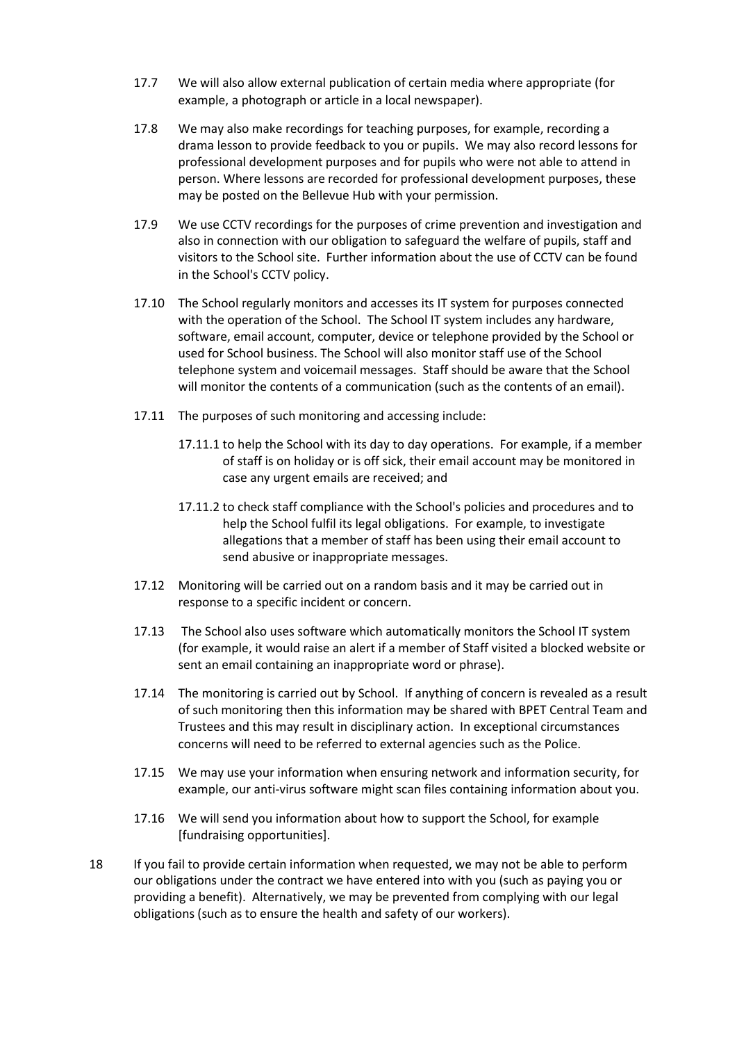17.7 We will also allow external publication of certain media where appropriate (for example, a photograph or article in a local newspaper).

17.8 We may also make recordings for teaching purposes, for example, recording a drama lesson to provide feedback to you or pupils. We may also record lessons for professional development purposes and for pupils who were not able to attend in person. Where lessons are recorded for professional development purposes, these may be posted on the Bellevue Hub with your permission.

17.9 We use CCTV recordings for the purposes of crime prevention and investigation and also in connection with our obligation to safeguard the welfare of pupils, staff and visitors to the School site. Further information about the use of CCTV can be found in the School's CCTV policy.

17.10 The School regularly monitors and accesses its IT system for purposes connected with the operation of the School. The School IT system includes any hardware, software, email account, computer, device or telephone provided by the School or used for School business. The School will also monitor staff use of the School telephone system and voicemail messages. Staff should be aware that the School will monitor the contents of a communication (such as the contents of an email).

17.11 The purposes of such monitoring and accessing include:

17.11.1 to help the School with its day to day operations. For example, if a member of staff is on holiday or is off sick, their email account may be monitored in case any urgent emails are received; and

17.11.2 to check staff compliance with the School's policies and procedures and to help the School fulfil its legal obligations. For example, to investigate allegations that a member of staff has been using their email account to send abusive or inappropriate messages.

17.12 Monitoring will be carried out on a random basis and it may be carried out in response to a specific incident or concern.

17.13 The School also uses software which automatically monitors the School IT system (for example, it would raise an alert if a member of Staff visited a blocked website or sent an email containing an inappropriate word or phrase).

17.14 The monitoring is carried out by School. If anything of concern is revealed as a result of such monitoring then this information may be shared with BPET Central Team and Trustees and this may result in disciplinary action. In exceptional circumstances concerns will need to be referred to external agencies such as the Police.

17.15 We may use your information when ensuring network and information security, for example, our anti-virus software might scan files containing information about you.

17.16 We will send you information about how to support the School, for example [fundraising opportunities].

18 If you fail to provide certain information when requested, we may not be able to perform our obligations under the contract we have entered into with you (such as paying you or providing a benefit). Alternatively, we may be prevented from complying with our legal obligations (such as to ensure the health and safety of our workers).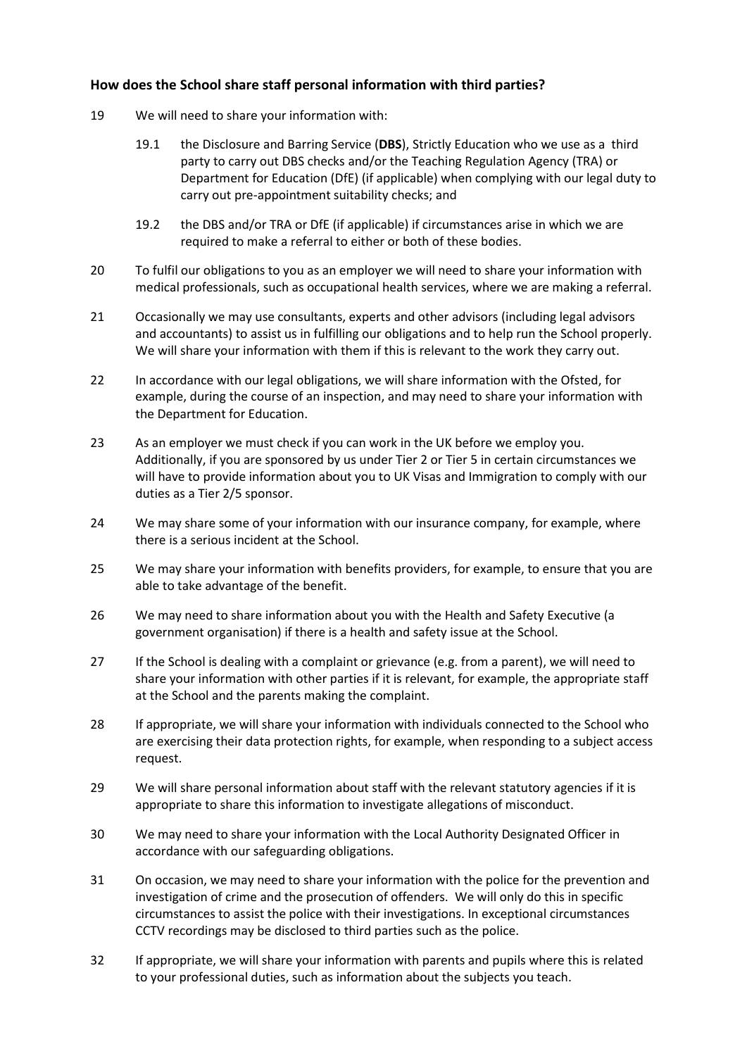### How does the School share staff personal information with third parties?

19 We will need to share your information with:

  19.1 the Disclosure and Barring Service (**DBS**), Strictly Education who we use as a third party to carry out DBS checks and/or the Teaching Regulation Agency (TRA) or Department for Education (DfE) (if applicable) when complying with our legal duty to carry out pre-appointment suitability checks; and

  19.2 the DBS and/or TRA or DfE (if applicable) if circumstances arise in which we are required to make a referral to either or both of these bodies.

20 To fulfil our obligations to you as an employer we will need to share your information with medical professionals, such as occupational health services, where we are making a referral.

21 Occasionally we may use consultants, experts and other advisors (including legal advisors and accountants) to assist us in fulfilling our obligations and to help run the School properly. We will share your information with them if this is relevant to the work they carry out.

22 In accordance with our legal obligations, we will share information with the Ofsted, for example, during the course of an inspection, and may need to share your information with the Department for Education.

23 As an employer we must check if you can work in the UK before we employ you. Additionally, if you are sponsored by us under Tier 2 or Tier 5 in certain circumstances we will have to provide information about you to UK Visas and Immigration to comply with our duties as a Tier 2/5 sponsor.

24 We may share some of your information with our insurance company, for example, where there is a serious incident at the School.

25 We may share your information with benefits providers, for example, to ensure that you are able to take advantage of the benefit.

26 We may need to share information about you with the Health and Safety Executive (a government organisation) if there is a health and safety issue at the School.

27 If the School is dealing with a complaint or grievance (e.g. from a parent), we will need to share your information with other parties if it is relevant, for example, the appropriate staff at the School and the parents making the complaint.

28 If appropriate, we will share your information with individuals connected to the School who are exercising their data protection rights, for example, when responding to a subject access request.

29 We will share personal information about staff with the relevant statutory agencies if it is appropriate to share this information to investigate allegations of misconduct.

30 We may need to share your information with the Local Authority Designated Officer in accordance with our safeguarding obligations.

31 On occasion, we may need to share your information with the police for the prevention and investigation of crime and the prosecution of offenders. We will only do this in specific circumstances to assist the police with their investigations. In exceptional circumstances CCTV recordings may be disclosed to third parties such as the police.

32 If appropriate, we will share your information with parents and pupils where this is related to your professional duties, such as information about the subjects you teach.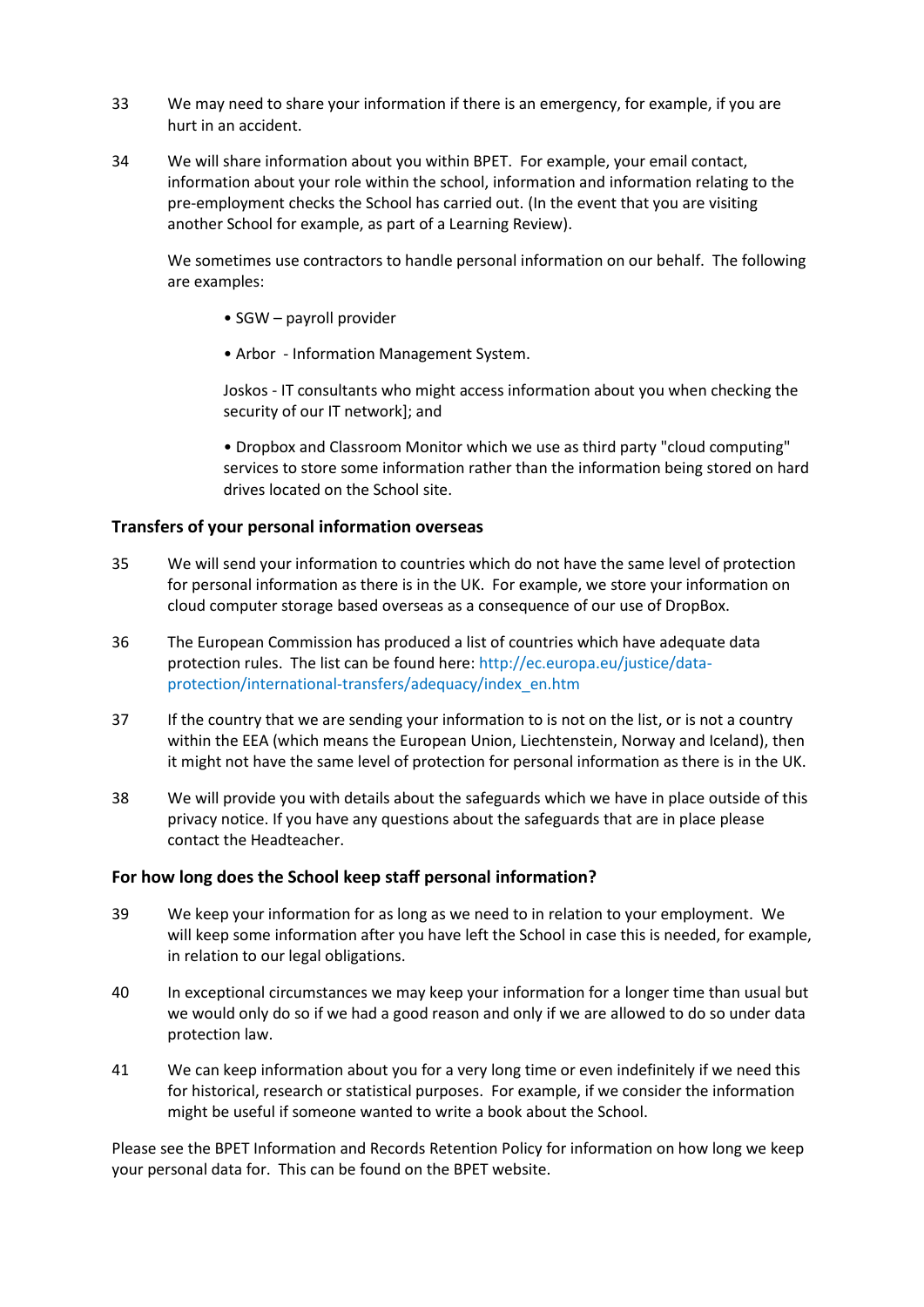33 We may need to share your information if there is an emergency, for example, if you are hurt in an accident.

34 We will share information about you within BPET. For example, your email contact, information about your role within the school, information and information relating to the pre-employment checks the School has carried out. (In the event that you are visiting another School for example, as part of a Learning Review).

We sometimes use contractors to handle personal information on our behalf. The following are examples:

• SGW – payroll provider

• Arbor - Information Management System.

Joskos - IT consultants who might access information about you when checking the security of our IT network]; and

• Dropbox and Classroom Monitor which we use as third party "cloud computing" services to store some information rather than the information being stored on hard drives located on the School site.

### Transfers of your personal information overseas

35 We will send your information to countries which do not have the same level of protection for personal information as there is in the UK. For example, we store your information on cloud computer storage based overseas as a consequence of our use of DropBox.

36 The European Commission has produced a list of countries which have adequate data protection rules. The list can be found here: http://ec.europa.eu/justice/data-protection/international-transfers/adequacy/index_en.htm

37 If the country that we are sending your information to is not on the list, or is not a country within the EEA (which means the European Union, Liechtenstein, Norway and Iceland), then it might not have the same level of protection for personal information as there is in the UK.

38 We will provide you with details about the safeguards which we have in place outside of this privacy notice. If you have any questions about the safeguards that are in place please contact the Headteacher.

### For how long does the School keep staff personal information?

39 We keep your information for as long as we need to in relation to your employment. We will keep some information after you have left the School in case this is needed, for example, in relation to our legal obligations.

40 In exceptional circumstances we may keep your information for a longer time than usual but we would only do so if we had a good reason and only if we are allowed to do so under data protection law.

41 We can keep information about you for a very long time or even indefinitely if we need this for historical, research or statistical purposes. For example, if we consider the information might be useful if someone wanted to write a book about the School.

Please see the BPET Information and Records Retention Policy for information on how long we keep your personal data for. This can be found on the BPET website.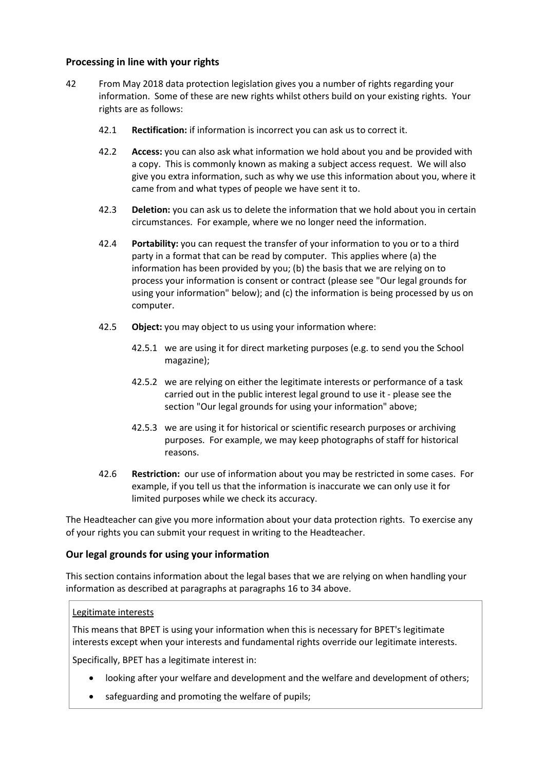### Processing in line with your rights

42 From May 2018 data protection legislation gives you a number of rights regarding your information. Some of these are new rights whilst others build on your existing rights. Your rights are as follows:

42.1 **Rectification:** if information is incorrect you can ask us to correct it.

42.2 **Access:** you can also ask what information we hold about you and be provided with a copy. This is commonly known as making a subject access request. We will also give you extra information, such as why we use this information about you, where it came from and what types of people we have sent it to.

42.3 **Deletion:** you can ask us to delete the information that we hold about you in certain circumstances. For example, where we no longer need the information.

42.4 **Portability:** you can request the transfer of your information to you or to a third party in a format that can be read by computer. This applies where (a) the information has been provided by you; (b) the basis that we are relying on to process your information is consent or contract (please see "Our legal grounds for using your information" below); and (c) the information is being processed by us on computer.

42.5 **Object:** you may object to us using your information where:

42.5.1 we are using it for direct marketing purposes (e.g. to send you the School magazine);

42.5.2 we are relying on either the legitimate interests or performance of a task carried out in the public interest legal ground to use it - please see the section "Our legal grounds for using your information" above;

42.5.3 we are using it for historical or scientific research purposes or archiving purposes. For example, we may keep photographs of staff for historical reasons.

42.6 **Restriction:** our use of information about you may be restricted in some cases. For example, if you tell us that the information is inaccurate we can only use it for limited purposes while we check its accuracy.

The Headteacher can give you more information about your data protection rights. To exercise any of your rights you can submit your request in writing to the Headteacher.

### Our legal grounds for using your information

This section contains information about the legal bases that we are relying on when handling your information as described at paragraphs at paragraphs 16 to 34 above.

<u>Legitimate interests</u>

This means that BPET is using your information when this is necessary for BPET's legitimate interests except when your interests and fundamental rights override our legitimate interests.

Specifically, BPET has a legitimate interest in:

- looking after your welfare and development and the welfare and development of others;
- safeguarding and promoting the welfare of pupils;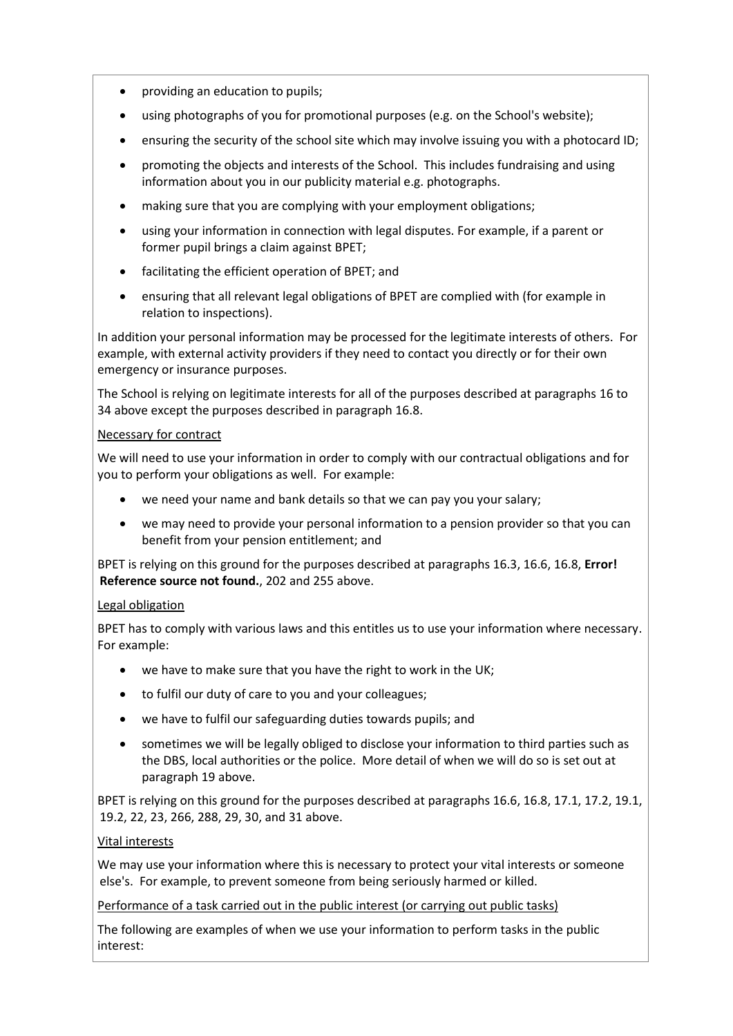- providing an education to pupils;
- using photographs of you for promotional purposes (e.g. on the School's website);
- ensuring the security of the school site which may involve issuing you with a photocard ID;
- promoting the objects and interests of the School. This includes fundraising and using information about you in our publicity material e.g. photographs.
- making sure that you are complying with your employment obligations;
- using your information in connection with legal disputes. For example, if a parent or former pupil brings a claim against BPET;
- facilitating the efficient operation of BPET; and
- ensuring that all relevant legal obligations of BPET are complied with (for example in relation to inspections).

In addition your personal information may be processed for the legitimate interests of others. For example, with external activity providers if they need to contact you directly or for their own emergency or insurance purposes.

The School is relying on legitimate interests for all of the purposes described at paragraphs 16 to 34 above except the purposes described in paragraph 16.8.

Necessary for contract

We will need to use your information in order to comply with our contractual obligations and for you to perform your obligations as well. For example:

- we need your name and bank details so that we can pay you your salary;
- we may need to provide your personal information to a pension provider so that you can benefit from your pension entitlement; and

BPET is relying on this ground for the purposes described at paragraphs 16.3, 16.6, 16.8, **Error! Reference source not found.**, 202 and 255 above.

Legal obligation

BPET has to comply with various laws and this entitles us to use your information where necessary. For example:

- we have to make sure that you have the right to work in the UK;
- to fulfil our duty of care to you and your colleagues;
- we have to fulfil our safeguarding duties towards pupils; and
- sometimes we will be legally obliged to disclose your information to third parties such as the DBS, local authorities or the police. More detail of when we will do so is set out at paragraph 19 above.

BPET is relying on this ground for the purposes described at paragraphs 16.6, 16.8, 17.1, 17.2, 19.1, 19.2, 22, 23, 266, 288, 29, 30, and 31 above.

Vital interests

We may use your information where this is necessary to protect your vital interests or someone else's. For example, to prevent someone from being seriously harmed or killed.

Performance of a task carried out in the public interest (or carrying out public tasks)

The following are examples of when we use your information to perform tasks in the public interest: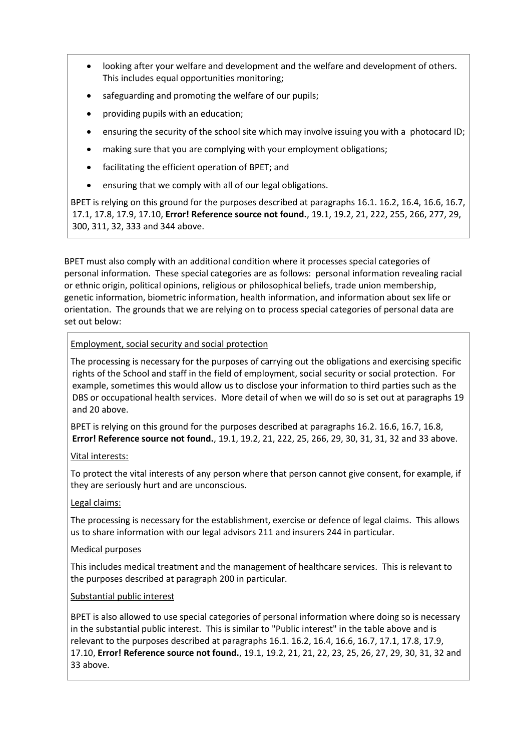- looking after your welfare and development and the welfare and development of others. This includes equal opportunities monitoring;
- safeguarding and promoting the welfare of our pupils;
- providing pupils with an education;
- ensuring the security of the school site which may involve issuing you with a photocard ID;
- making sure that you are complying with your employment obligations;
- facilitating the efficient operation of BPET; and
- ensuring that we comply with all of our legal obligations.

BPET is relying on this ground for the purposes described at paragraphs 16.1. 16.2, 16.4, 16.6, 16.7, 17.1, 17.8, 17.9, 17.10, **Error! Reference source not found.**, 19.1, 19.2, 21, 222, 255, 266, 277, 29, 300, 311, 32, 333 and 344 above.

BPET must also comply with an additional condition where it processes special categories of personal information. These special categories are as follows: personal information revealing racial or ethnic origin, political opinions, religious or philosophical beliefs, trade union membership, genetic information, biometric information, health information, and information about sex life or orientation. The grounds that we are relying on to process special categories of personal data are set out below:

<u>Employment, social security and social protection</u>

The processing is necessary for the purposes of carrying out the obligations and exercising specific rights of the School and staff in the field of employment, social security or social protection. For example, sometimes this would allow us to disclose your information to third parties such as the DBS or occupational health services. More detail of when we will do so is set out at paragraphs 19 and 20 above.

BPET is relying on this ground for the purposes described at paragraphs 16.2. 16.6, 16.7, 16.8, **Error! Reference source not found.**, 19.1, 19.2, 21, 222, 25, 266, 29, 30, 31, 31, 32 and 33 above.

<u>Vital interests:</u>

To protect the vital interests of any person where that person cannot give consent, for example, if they are seriously hurt and are unconscious.

<u>Legal claims:</u>

The processing is necessary for the establishment, exercise or defence of legal claims. This allows us to share information with our legal advisors 211 and insurers 244 in particular.

<u>Medical purposes</u>

This includes medical treatment and the management of healthcare services. This is relevant to the purposes described at paragraph 200 in particular.

<u>Substantial public interest</u>

BPET is also allowed to use special categories of personal information where doing so is necessary in the substantial public interest. This is similar to "Public interest" in the table above and is relevant to the purposes described at paragraphs 16.1. 16.2, 16.4, 16.6, 16.7, 17.1, 17.8, 17.9, 17.10, **Error! Reference source not found.**, 19.1, 19.2, 21, 21, 22, 23, 25, 26, 27, 29, 30, 31, 32 and 33 above.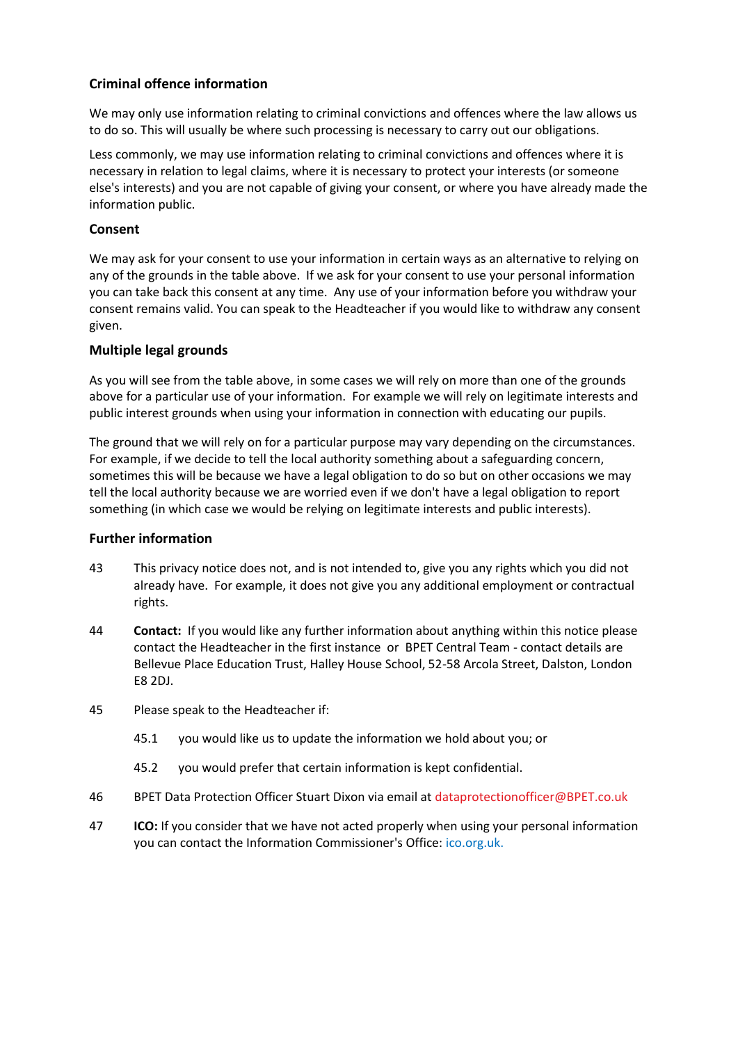### Criminal offence information

We may only use information relating to criminal convictions and offences where the law allows us to do so. This will usually be where such processing is necessary to carry out our obligations.

Less commonly, we may use information relating to criminal convictions and offences where it is necessary in relation to legal claims, where it is necessary to protect your interests (or someone else's interests) and you are not capable of giving your consent, or where you have already made the information public.

### Consent

We may ask for your consent to use your information in certain ways as an alternative to relying on any of the grounds in the table above. If we ask for your consent to use your personal information you can take back this consent at any time. Any use of your information before you withdraw your consent remains valid. You can speak to the Headteacher if you would like to withdraw any consent given.

### Multiple legal grounds

As you will see from the table above, in some cases we will rely on more than one of the grounds above for a particular use of your information. For example we will rely on legitimate interests and public interest grounds when using your information in connection with educating our pupils.

The ground that we will rely on for a particular purpose may vary depending on the circumstances. For example, if we decide to tell the local authority something about a safeguarding concern, sometimes this will be because we have a legal obligation to do so but on other occasions we may tell the local authority because we are worried even if we don't have a legal obligation to report something (in which case we would be relying on legitimate interests and public interests).

### Further information

43 This privacy notice does not, and is not intended to, give you any rights which you did not already have. For example, it does not give you any additional employment or contractual rights.

44 **Contact:** If you would like any further information about anything within this notice please contact the Headteacher in the first instance or BPET Central Team - contact details are Bellevue Place Education Trust, Halley House School, 52-58 Arcola Street, Dalston, London E8 2DJ.

45 Please speak to the Headteacher if:

45.1 you would like us to update the information we hold about you; or

45.2 you would prefer that certain information is kept confidential.

46 BPET Data Protection Officer Stuart Dixon via email at dataprotectionofficer@BPET.co.uk

47 **ICO:** If you consider that we have not acted properly when using your personal information you can contact the Information Commissioner's Office: ico.org.uk.